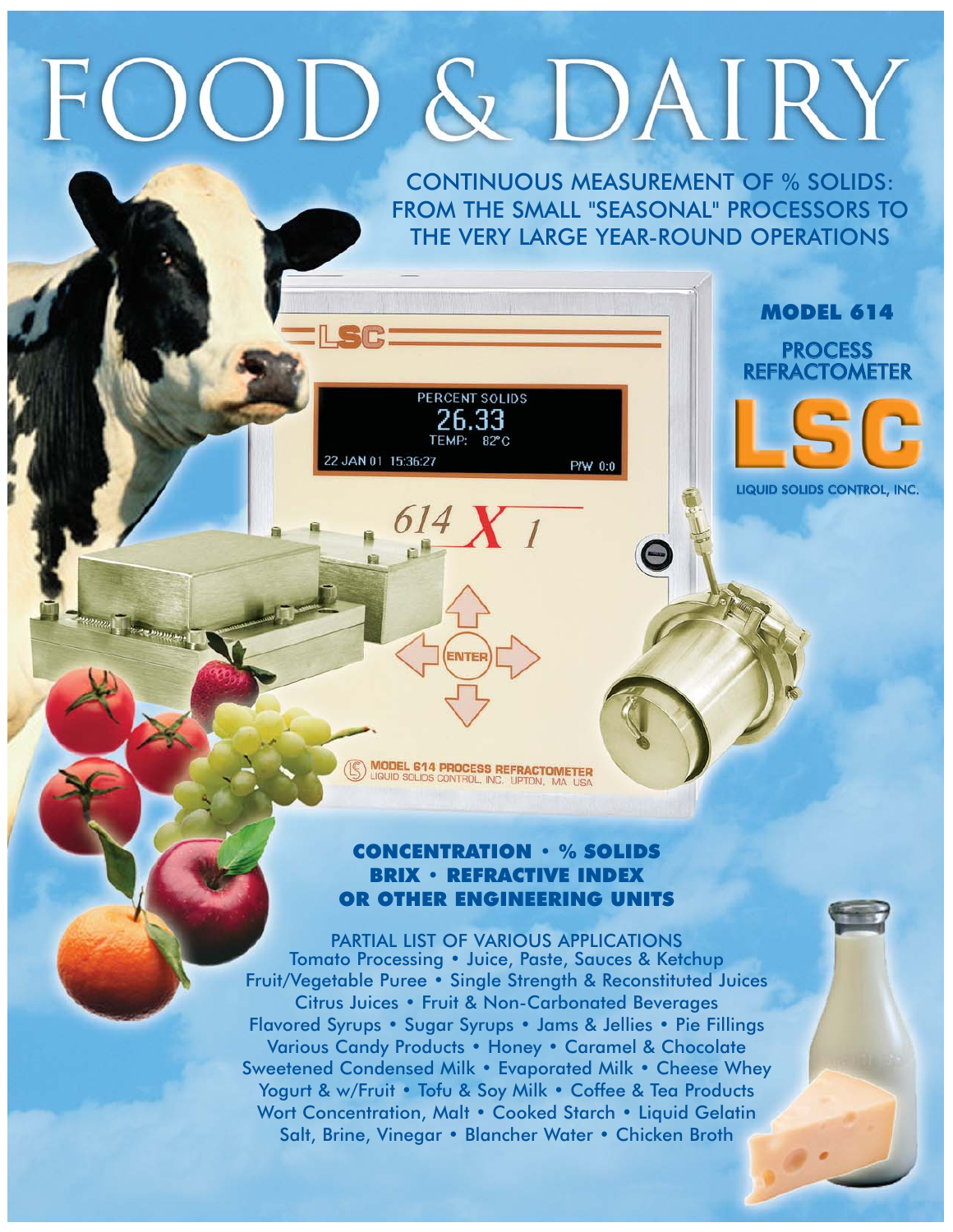# FOOD & DAIRY

CONTINUOUS MEASUREMENT OF % SOLIDS: FROM THE SMALL "SEASONAL" PROCESSORS TO THE VERY LARGE YEAR-ROUND OPERATIONS

**MODEL 614**

**PROCESS REFRACTOMETER**

**LSC**

LIQUID SOLIDS CONTROL, INC.

PERCENT SOLIDS
26.33
TEMP: 82°C
22 JAN 01 15:36:27
P/W 0:0

614 X 1

ENTER

MODEL 614 PROCESS REFRACTOMETER
LIQUID SOLIDS CONTROL, INC. UPTON, MA USA

**CONCENTRATION • % SOLIDS**
**BRIX • REFRACTIVE INDEX**
**OR OTHER ENGINEERING UNITS**

PARTIAL LIST OF VARIOUS APPLICATIONS

Tomato Processing • Juice, Paste, Sauces & Ketchup
Fruit/Vegetable Puree • Single Strength & Reconstituted Juices
Citrus Juices • Fruit & Non-Carbonated Beverages
Flavored Syrups • Sugar Syrups • Jams & Jellies • Pie Fillings
Various Candy Products • Honey • Caramel & Chocolate
Sweetened Condensed Milk • Evaporated Milk • Cheese Whey
Yogurt & w/Fruit • Tofu & Soy Milk • Coffee & Tea Products
Wort Concentration, Malt • Cooked Starch • Liquid Gelatin
Salt, Brine, Vinegar • Blancher Water • Chicken Broth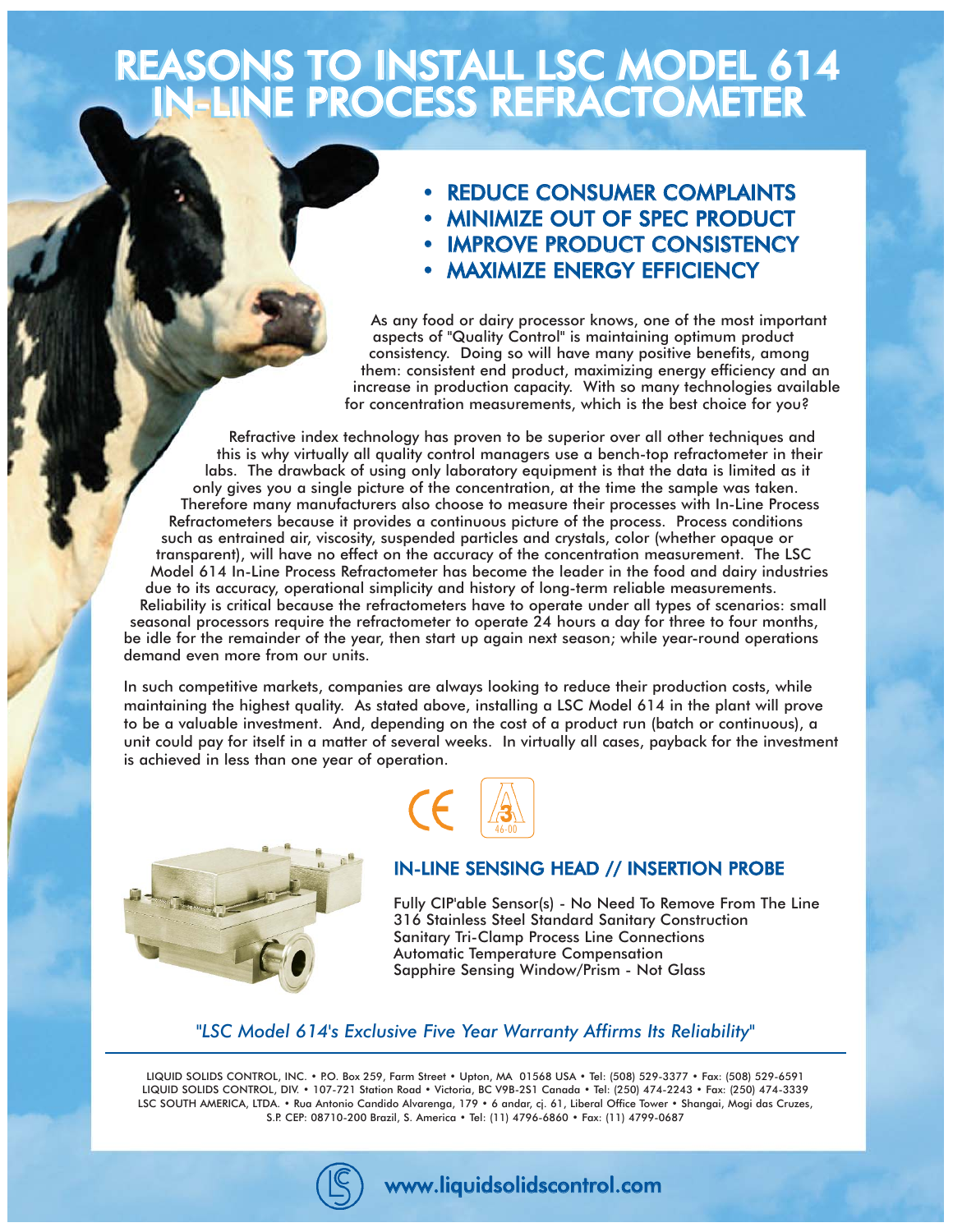# REASONS TO INSTALL LSC MODEL 614 IN-LINE PROCESS REFRACTOMETER

- **REDUCE CONSUMER COMPLAINTS**
- **MINIMIZE OUT OF SPEC PRODUCT**
- **IMPROVE PRODUCT CONSISTENCY**
- **MAXIMIZE ENERGY EFFICIENCY**

As any food or dairy processor knows, one of the most important aspects of "Quality Control" is maintaining optimum product consistency. Doing so will have many positive benefits, among them: consistent end product, maximizing energy efficiency and an increase in production capacity. With so many technologies available for concentration measurements, which is the best choice for you?

Refractive index technology has proven to be superior over all other techniques and this is why virtually all quality control managers use a bench-top refractometer in their labs. The drawback of using only laboratory equipment is that the data is limited as it only gives you a single picture of the concentration, at the time the sample was taken. Therefore many manufacturers also choose to measure their processes with In-Line Process Refractometers because it provides a continuous picture of the process. Process conditions such as entrained air, viscosity, suspended particles and crystals, color (whether opaque or transparent), will have no effect on the accuracy of the concentration measurement. The LSC Model 614 In-Line Process Refractometer has become the leader in the food and dairy industries due to its accuracy, operational simplicity and history of long-term reliable measurements. Reliability is critical because the refractometers have to operate under all types of scenarios: small seasonal processors require the refractometer to operate 24 hours a day for three to four months, be idle for the remainder of the year, then start up again next season; while year-round operations demand even more from our units.

In such competitive markets, companies are always looking to reduce their production costs, while maintaining the highest quality. As stated above, installing a LSC Model 614 in the plant will prove to be a valuable investment. And, depending on the cost of a product run (batch or continuous), a unit could pay for itself in a matter of several weeks. In virtually all cases, payback for the investment is achieved in less than one year of operation.

CE 3 46-00

## IN-LINE SENSING HEAD // INSERTION PROBE

Fully CIP'able Sensor(s) - No Need To Remove From The Line
316 Stainless Steel Standard Sanitary Construction
Sanitary Tri-Clamp Process Line Connections
Automatic Temperature Compensation
Sapphire Sensing Window/Prism - Not Glass

*"LSC Model 614's Exclusive Five Year Warranty Affirms Its Reliability"*

LIQUID SOLIDS CONTROL, INC. • P.O. Box 259, Farm Street • Upton, MA 01568 USA • Tel: (508) 529-3377 • Fax: (508) 529-6591
LIQUID SOLIDS CONTROL, DIV. • 107-721 Station Road • Victoria, BC V9B-2S1 Canada • Tel: (250) 474-2243 • Fax: (250) 474-3339
LSC SOUTH AMERICA, LTDA. • Rua Antonio Candido Alvarenga, 179 • 6 andar, cj. 61, Liberal Office Tower • Shangai, Mogi das Cruzes, S.P. CEP: 08710-200 Brazil, S. America • Tel: (11) 4796-6860 • Fax: (11) 4799-0687

www.liquidsolidscontrol.com